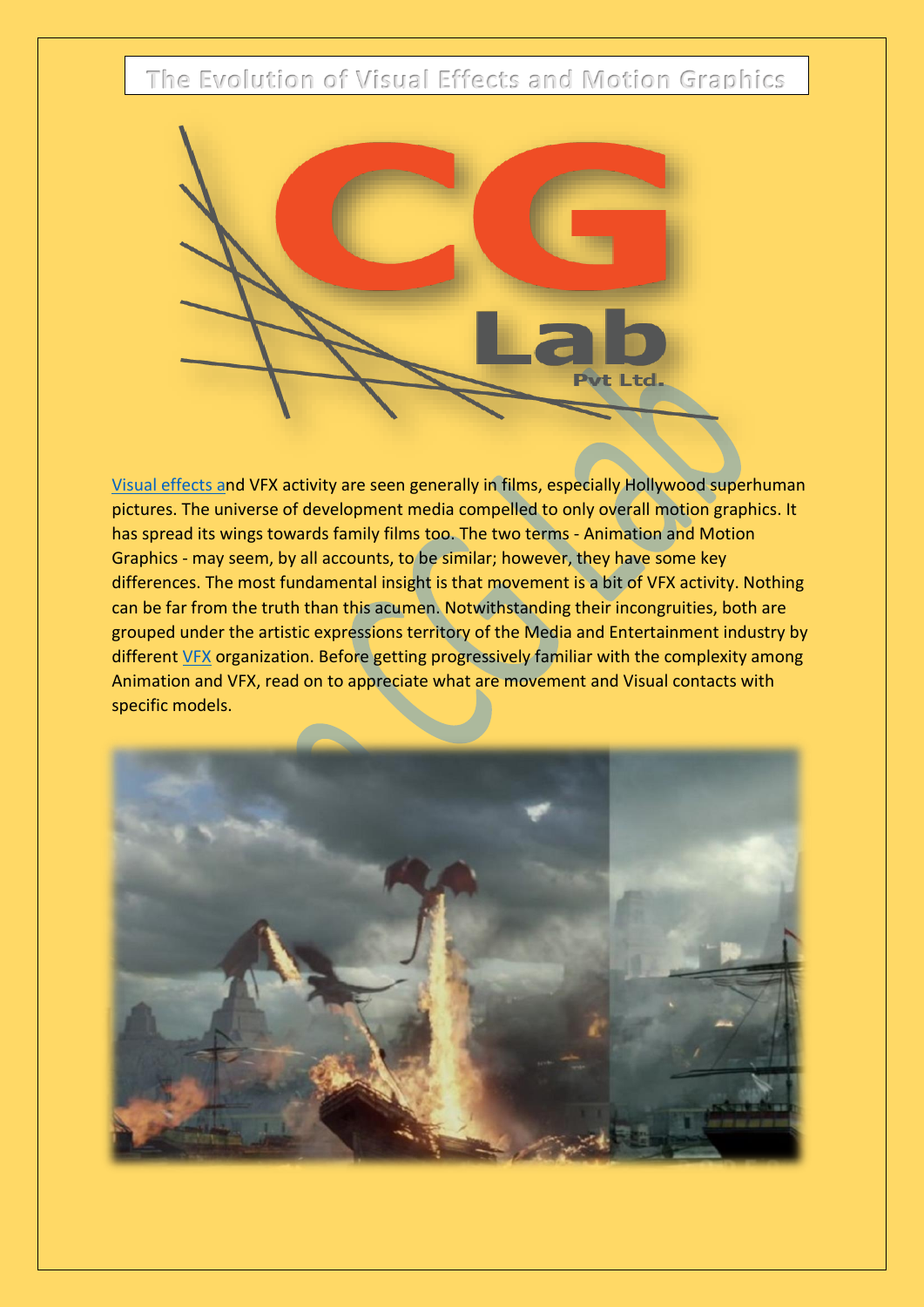# The Evolution of Visual Effects and Motion Graphics

Visual effects and VFX activity are seen generally in films, especially Hollywood superhuman pictures. The universe of development media compelled to only overall motion graphics. It has spread its wings towards family films too. The two terms - Animation and Motion Graphics - may seem, by all accounts, to be similar; however, they have some key differences. The most fundamental insight is that movement is a bit of VFX activity. Nothing can be far from the truth than this acumen. Notwithstanding their incongruities, both are grouped under the artistic expressions territory of the Media and Entertainment industry by different VFX organization. Before getting progressively familiar with the complexity among Animation and VFX, read on to appreciate what are movement and Visual contacts with specific models.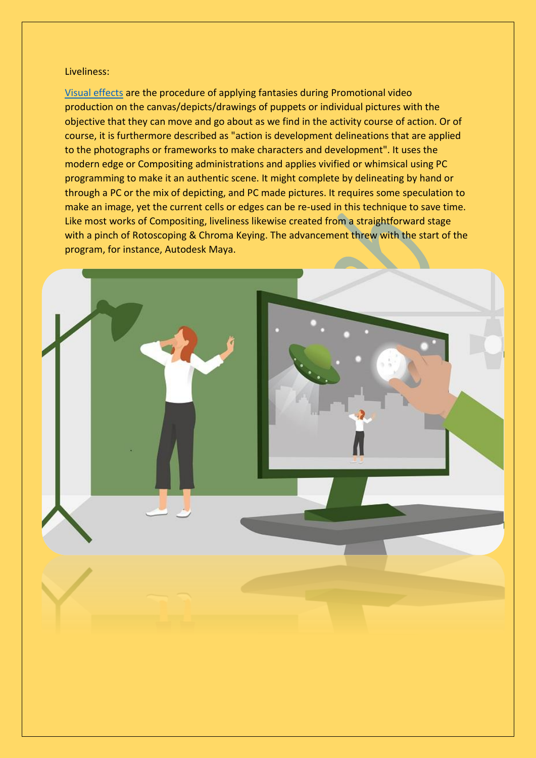Liveliness:

Visual effects are the procedure of applying fantasies during Promotional video production on the canvas/depicts/drawings of puppets or individual pictures with the objective that they can move and go about as we find in the activity course of action. Or of course, it is furthermore described as "action is development delineations that are applied to the photographs or frameworks to make characters and development". It uses the modern edge or Compositing administrations and applies vivified or whimsical using PC programming to make it an authentic scene. It might complete by delineating by hand or through a PC or the mix of depicting, and PC made pictures. It requires some speculation to make an image, yet the current cells or edges can be re-used in this technique to save time. Like most works of Compositing, liveliness likewise created from a straightforward stage with a pinch of Rotoscoping & Chroma Keying. The advancement threw with the start of the program, for instance, Autodesk Maya.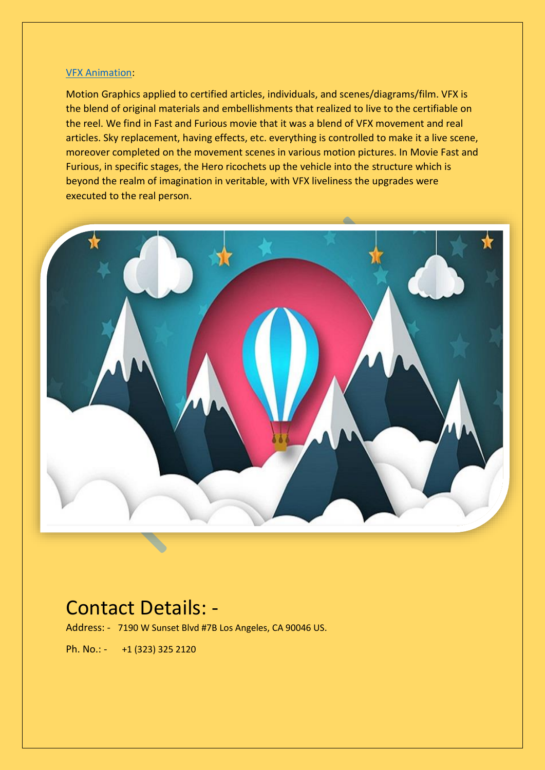VFX Animation:

Motion Graphics applied to certified articles, individuals, and scenes/diagrams/film. VFX is the blend of original materials and embellishments that realized to live to the certifiable on the reel. We find in Fast and Furious movie that it was a blend of VFX movement and real articles. Sky replacement, having effects, etc. everything is controlled to make it a live scene, moreover completed on the movement scenes in various motion pictures. In Movie Fast and Furious, in specific stages, the Hero ricochets up the vehicle into the structure which is beyond the realm of imagination in veritable, with VFX liveliness the upgrades were executed to the real person.

# Contact Details: -

Address: - 7190 W Sunset Blvd #7B Los Angeles, CA 90046 US.

Ph. No.: - +1 (323) 325 2120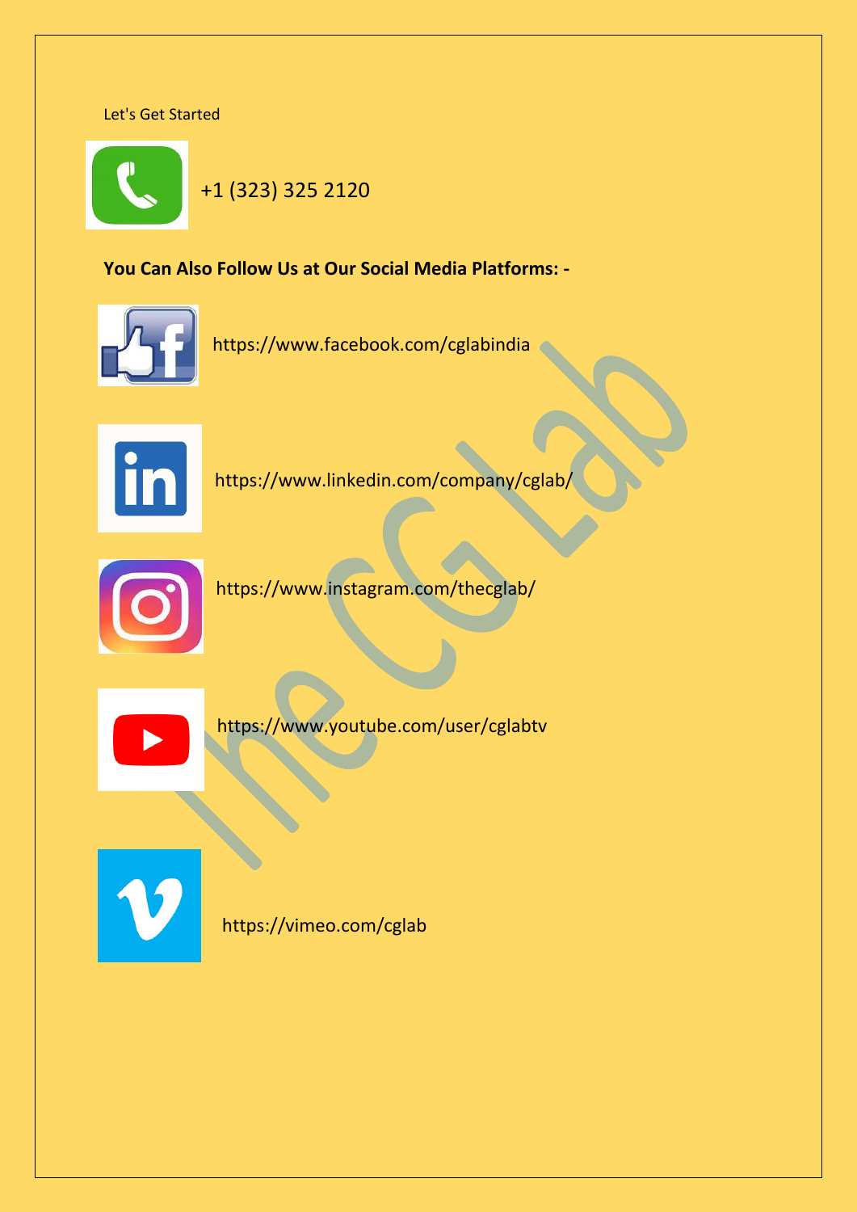Let's Get Started

+1 (323) 325 2120

**You Can Also Follow Us at Our Social Media Platforms: -**

https://www.facebook.com/cglabindia

https://www.linkedin.com/company/cglab/

https://www.instagram.com/thecglab/

https://www.youtube.com/user/cglabtv

https://vimeo.com/cglab